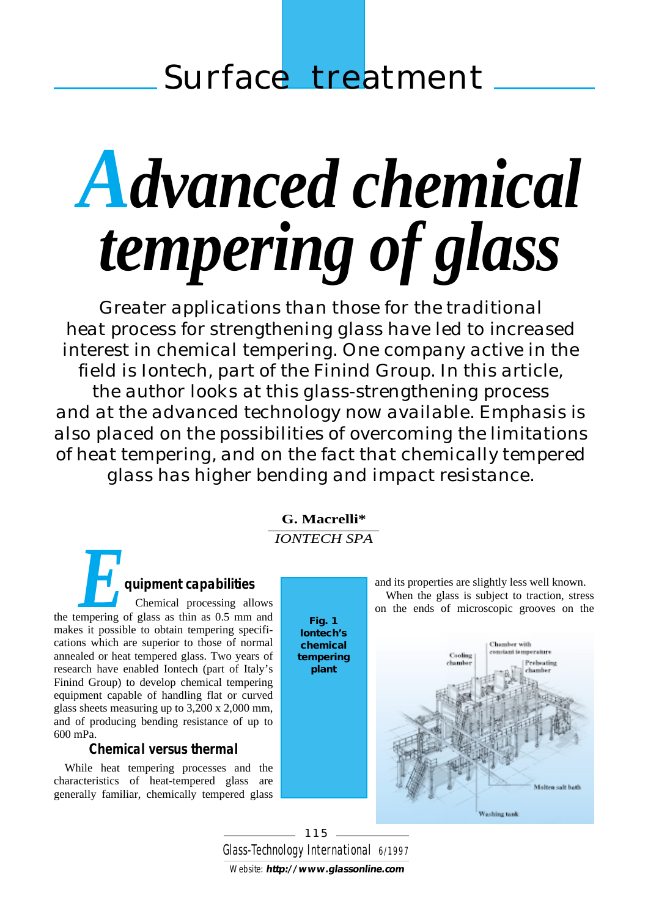Surface treatment

# Advanced chemical tempering of glass

Greater applications than those for the traditional heat process for strengthening glass have led to increased interest in chemical tempering. One company active in the field is Iontech, part of the Finind Group. In this article, the author looks at this glass-strengthening process and at the advanced technology now available. Emphasis is also placed on the possibilities of overcoming the limitations of heat tempering, and on the fact that chemically tempered glass has higher bending and impact resistance.

**G. Macrelli***
*IONTECH SPA*

## Equipment capabilities

Chemical processing allows the tempering of glass as thin as 0.5 mm and makes it possible to obtain tempering specifications which are superior to those of normal annealed or heat tempered glass. Two years of research have enabled Iontech (part of Italy's Finind Group) to develop chemical tempering equipment capable of handling flat or curved glass sheets measuring up to 3,200 x 2,000 mm, and of producing bending resistance of up to 600 mPa.

## Chemical versus thermal

While heat tempering processes and the characteristics of heat-tempered glass are generally familiar, chemically tempered glass and its properties are slightly less well known.

When the glass is subject to traction, stress on the ends of microscopic grooves on the

**Fig. 1 Iontech's chemical tempering plant**

Cooling chamber; Chamber with constant temperature; Preheating chamber; Molten salt bath; Washing tank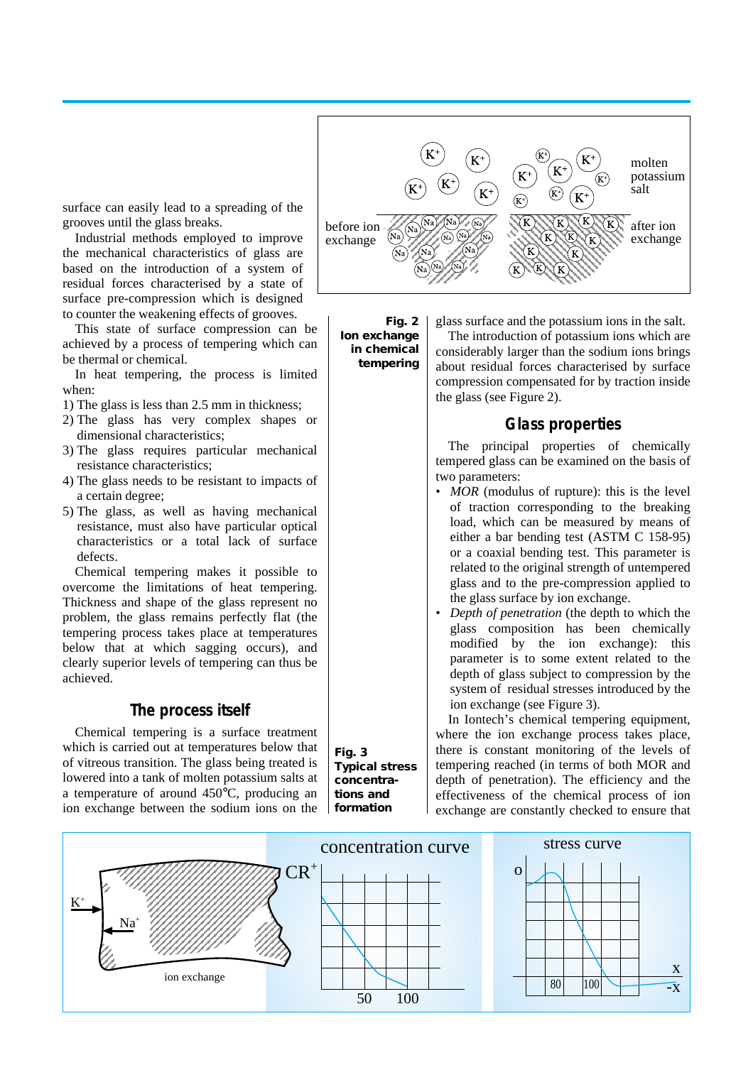surface can easily lead to a spreading of the grooves until the glass breaks.

Industrial methods employed to improve the mechanical characteristics of glass are based on the introduction of a system of residual forces characterised by a state of surface pre-compression which is designed to counter the weakening effects of grooves.

This state of surface compression can be achieved by a process of tempering which can be thermal or chemical.

In heat tempering, the process is limited when:

1) The glass is less than 2.5 mm in thickness;
2) The glass has very complex shapes or dimensional characteristics;
3) The glass requires particular mechanical resistance characteristics;
4) The glass needs to be resistant to impacts of a certain degree;
5) The glass, as well as having mechanical resistance, must also have particular optical characteristics or a total lack of surface defects.

Chemical tempering makes it possible to overcome the limitations of heat tempering. Thickness and shape of the glass represent no problem, the glass remains perfectly flat (the tempering process takes place at temperatures below that at which sagging occurs), and clearly superior levels of tempering can thus be achieved.

## The process itself

Chemical tempering is a surface treatment which is carried out at temperatures below that of vitreous transition. The glass being treated is lowered into a tank of molten potassium salts at a temperature of around 450°C, producing an ion exchange between the sodium ions on the glass surface and the potassium ions in the salt.

The introduction of potassium ions which are considerably larger than the sodium ions brings about residual forces characterised by surface compression compensated for by traction inside the glass (see Figure 2).

**Fig. 2**
**Ion exchange in chemical tempering**

## Glass properties

The principal properties of chemically tempered glass can be examined on the basis of two parameters:

- *MOR* (modulus of rupture): this is the level of traction corresponding to the breaking load, which can be measured by means of either a bar bending test (ASTM C 158-95) or a coaxial bending test. This parameter is related to the original strength of untempered glass and to the pre-compression applied to the glass surface by ion exchange.
- *Depth of penetration* (the depth to which the glass composition has been chemically modified by the ion exchange): this parameter is to some extent related to the depth of glass subject to compression by the system of residual stresses introduced by the ion exchange (see Figure 3).

In Iontech's chemical tempering equipment, where the ion exchange process takes place, there is constant monitoring of the levels of tempering reached (in terms of both MOR and depth of penetration). The efficiency and the effectiveness of the chemical process of ion exchange are constantly checked to ensure that

**Fig. 3**
**Typical stress concentrations and formation**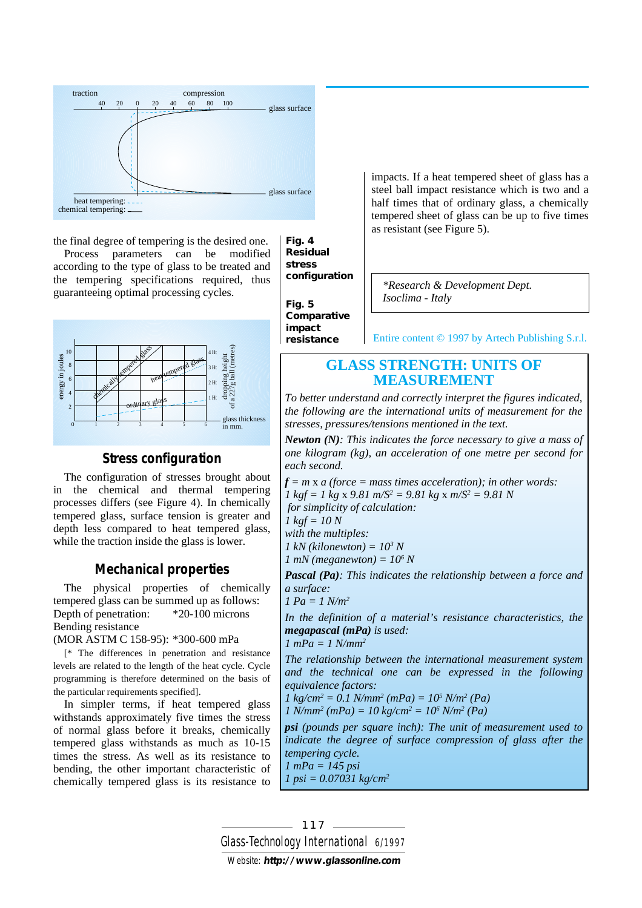traction

compression

40 20 0 20 40 60 80 100

glass surface

glass surface

heat tempering:

chemical tempering:

the final degree of tempering is the desired one.

Process parameters can be modified according to the type of glass to be treated and the tempering specifications required, thus guaranteeing optimal processing cycles.

energy in joules

10 8 6 4 2

0 1 2 3 4 5 6

chemically tempered glass

heat tempered glass

ordinary glass

4 Ht 3 Ht 2 Ht 1 Ht

dropping height of a 227g ball (metres)

glass thickness in mm.

**Fig. 4 Residual stress configuration**

**Fig. 5 Comparative impact resistance**

### Stress configuration

The configuration of stresses brought about in the chemical and thermal tempering processes differs (see Figure 4). In chemically tempered glass, surface tension is greater and depth less compared to heat tempered glass, while the traction inside the glass is lower.

### Mechanical properties

The physical properties of chemically tempered glass can be summed up as follows:

Depth of penetration: *20-100 microns

Bending resistance

(MOR ASTM C 158-95): *300-600 mPa

[* The differences in penetration and resistance levels are related to the length of the heat cycle. Cycle programming is therefore determined on the basis of the particular requirements specified].

In simpler terms, if heat tempered glass withstands approximately five times the stress of normal glass before it breaks, chemically tempered glass withstands as much as 10-15 times the stress. As well as its resistance to bending, the other important characteristic of chemically tempered glass is its resistance to impacts. If a heat tempered sheet of glass has a steel ball impact resistance which is two and a half times that of ordinary glass, a chemically tempered sheet of glass can be up to five times as resistant (see Figure 5).

*\*Research & Development Dept. Isoclima - Italy*

Entire content © 1997 by Artech Publishing S.r.l.

## GLASS STRENGTH: UNITS OF MEASUREMENT

*To better understand and correctly interpret the figures indicated, the following are the international units of measurement for the stresses, pressures/tensions mentioned in the text.*

***Newton (N)**: This indicates the force necessary to give a mass of one kilogram (kg), an acceleration of one metre per second for each second.*

***f** = m x a (force = mass times acceleration); in other words:*

*1 kgf = 1 kg x 9.81 m/S$^2$ = 9.81 kg x m/S$^2$ = 9.81 N*

*for simplicity of calculation:*

*1 kgf = 10 N*

*with the multiples:*

*1 kN (kilonewton) = 10$^3$ N*

*1 mN (meganewton) = 10$^6$ N*

***Pascal (Pa)**: This indicates the relationship between a force and a surface:*

*1 Pa = 1 N/m$^2$*

*In the definition of a material's resistance characteristics, the **megapascal (mPa)** is used:*

*1 mPa = 1 N/mm$^2$*

*The relationship between the international measurement system and the technical one can be expressed in the following equivalence factors:*

*1 kg/cm$^2$ = 0.1 N/mm$^2$ (mPa) = 10$^5$ N/m$^2$ (Pa)*

*1 N/mm$^2$ (mPa) = 10 kg/cm$^2$ = 10$^6$ N/m$^2$ (Pa)*

***psi** (pounds per square inch): The unit of measurement used to indicate the degree of surface compression of glass after the tempering cycle.*

*1 mPa = 145 psi*

*1 psi = 0.07031 kg/cm$^2$*